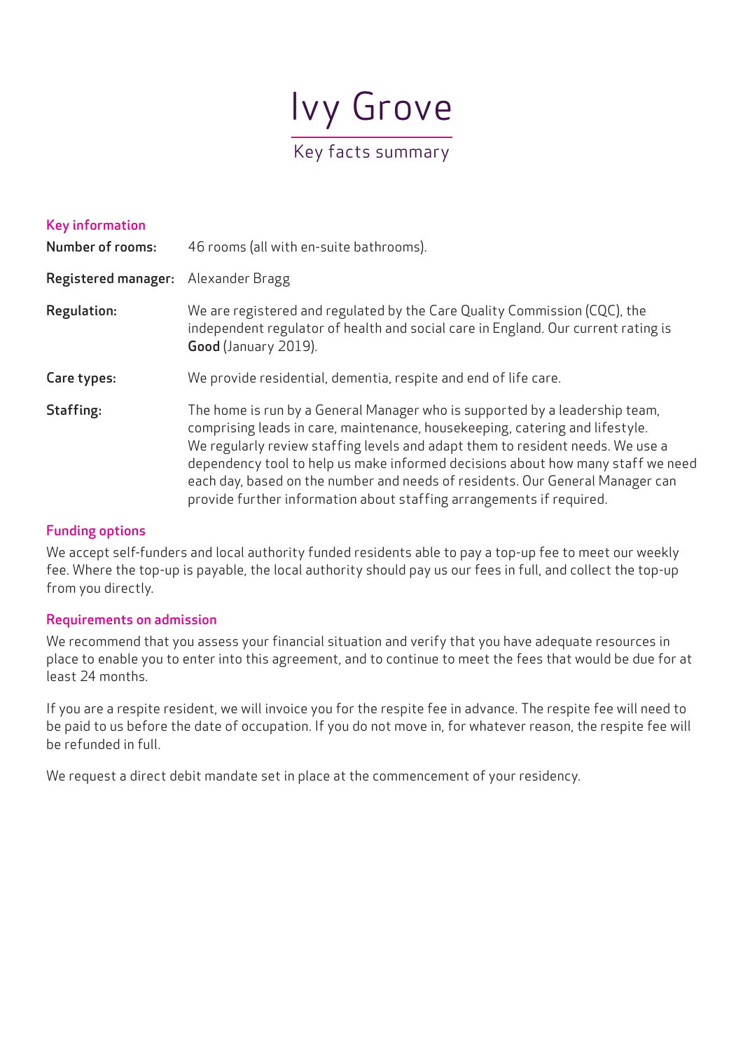# Ivy Grove

Key facts summary

## Key information

**Number of rooms:** 46 rooms (all with en-suite bathrooms).

**Registered manager:** Alexander Bragg

**Regulation:** We are registered and regulated by the Care Quality Commission (CQC), the independent regulator of health and social care in England. Our current rating is **Good** (January 2019).

**Care types:** We provide residential, dementia, respite and end of life care.

**Staffing:** The home is run by a General Manager who is supported by a leadership team, comprising leads in care, maintenance, housekeeping, catering and lifestyle. We regularly review staffing levels and adapt them to resident needs. We use a dependency tool to help us make informed decisions about how many staff we need each day, based on the number and needs of residents. Our General Manager can provide further information about staffing arrangements if required.

## Funding options

We accept self-funders and local authority funded residents able to pay a top-up fee to meet our weekly fee. Where the top-up is payable, the local authority should pay us our fees in full, and collect the top-up from you directly.

## Requirements on admission

We recommend that you assess your financial situation and verify that you have adequate resources in place to enable you to enter into this agreement, and to continue to meet the fees that would be due for at least 24 months.

If you are a respite resident, we will invoice you for the respite fee in advance. The respite fee will need to be paid to us before the date of occupation. If you do not move in, for whatever reason, the respite fee will be refunded in full.

We request a direct debit mandate set in place at the commencement of your residency.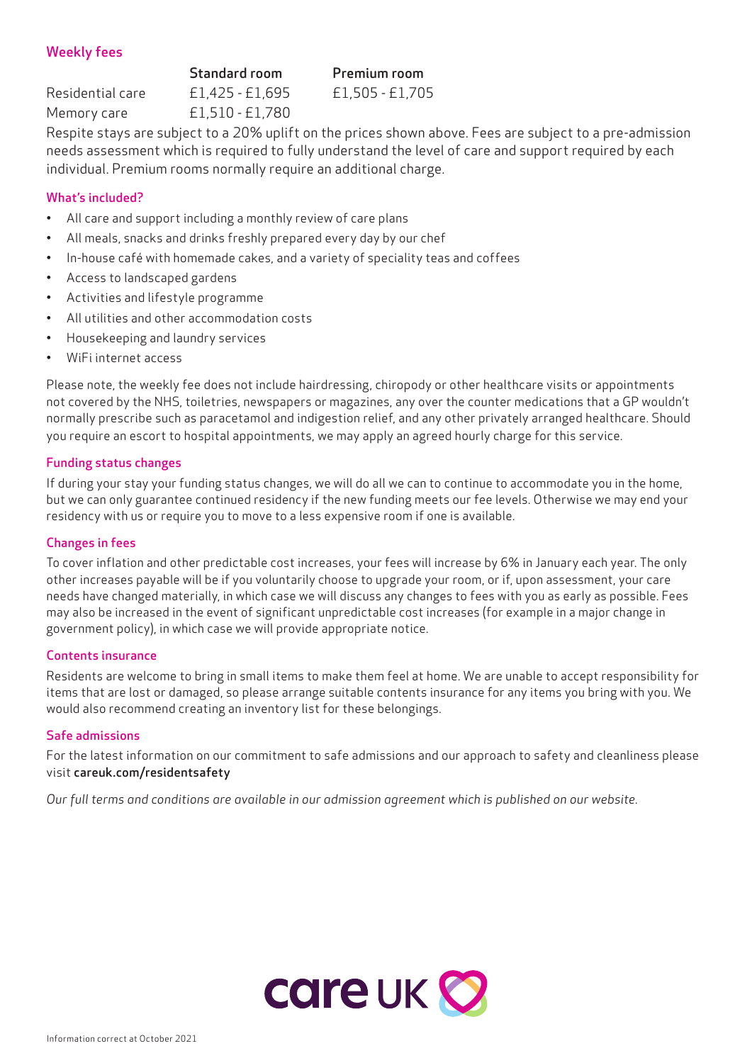## Weekly fees

| | Standard room | Premium room |
|---|---|---|
| Residential care | £1,425 - £1,695 | £1,505 - £1,705 |
| Memory care | £1,510 - £1,780 | |

Respite stays are subject to a 20% uplift on the prices shown above. Fees are subject to a pre-admission needs assessment which is required to fully understand the level of care and support required by each individual. Premium rooms normally require an additional charge.

### What's included?

- All care and support including a monthly review of care plans
- All meals, snacks and drinks freshly prepared every day by our chef
- In-house café with homemade cakes, and a variety of speciality teas and coffees
- Access to landscaped gardens
- Activities and lifestyle programme
- All utilities and other accommodation costs
- Housekeeping and laundry services
- WiFi internet access

Please note, the weekly fee does not include hairdressing, chiropody or other healthcare visits or appointments not covered by the NHS, toiletries, newspapers or magazines, any over the counter medications that a GP wouldn't normally prescribe such as paracetamol and indigestion relief, and any other privately arranged healthcare. Should you require an escort to hospital appointments, we may apply an agreed hourly charge for this service.

### Funding status changes

If during your stay your funding status changes, we will do all we can to continue to accommodate you in the home, but we can only guarantee continued residency if the new funding meets our fee levels. Otherwise we may end your residency with us or require you to move to a less expensive room if one is available.

### Changes in fees

To cover inflation and other predictable cost increases, your fees will increase by 6% in January each year. The only other increases payable will be if you voluntarily choose to upgrade your room, or if, upon assessment, your care needs have changed materially, in which case we will discuss any changes to fees with you as early as possible. Fees may also be increased in the event of significant unpredictable cost increases (for example in a major change in government policy), in which case we will provide appropriate notice.

### Contents insurance

Residents are welcome to bring in small items to make them feel at home. We are unable to accept responsibility for items that are lost or damaged, so please arrange suitable contents insurance for any items you bring with you. We would also recommend creating an inventory list for these belongings.

### Safe admissions

For the latest information on our commitment to safe admissions and our approach to safety and cleanliness please visit **careuk.com/residentsafety**

*Our full terms and conditions are available in our admission agreement which is published on our website.*

care UK

Information correct at October 2021